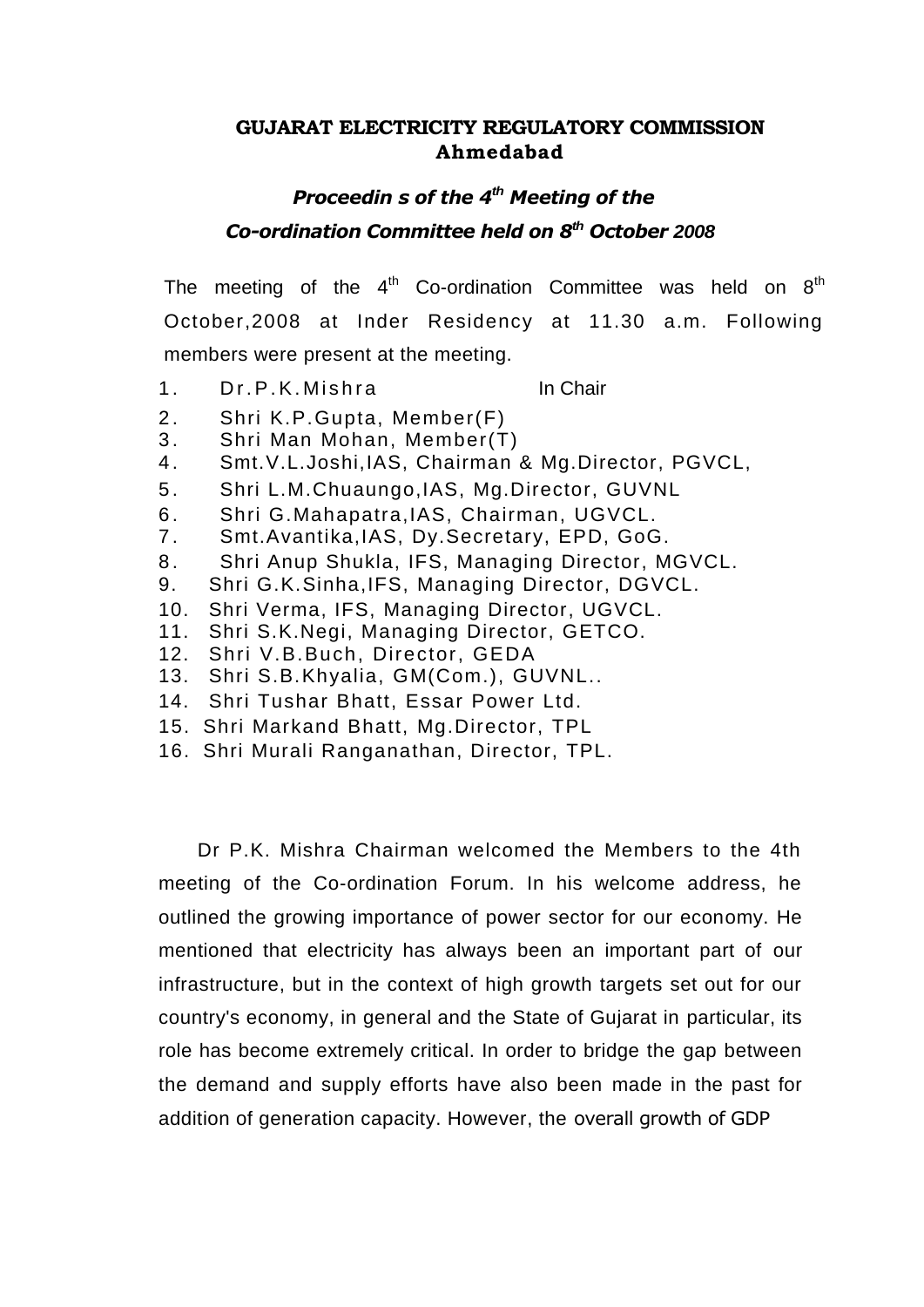# GUJARAT ELECTRICITY REGULATORY COMMISSION
## Ahmedabad

### *Proceedin s of the 4th Meeting of the Co-ordination Committee held on 8th October 2008*

The meeting of the 4th Co-ordination Committee was held on 8th October,2008 at Inder Residency at 11.30 a.m. Following members were present at the meeting.

1. Dr.P.K.Mishra In Chair
2. Shri K.P.Gupta, Member(F)
3. Shri Man Mohan, Member(T)
4. Smt.V.L.Joshi,IAS, Chairman & Mg.Director, PGVCL,
5. Shri L.M.Chuaungo,IAS, Mg.Director, GUVNL
6. Shri G.Mahapatra,IAS, Chairman, UGVCL.
7. Smt.Avantika,IAS, Dy.Secretary, EPD, GoG.
8. Shri Anup Shukla, IFS, Managing Director, MGVCL.
9. Shri G.K.Sinha,IFS, Managing Director, DGVCL.
10. Shri Verma, IFS, Managing Director, UGVCL.
11. Shri S.K.Negi, Managing Director, GETCO.
12. Shri V.B.Buch, Director, GEDA
13. Shri S.B.Khyalia, GM(Com.), GUVNL..
14. Shri Tushar Bhatt, Essar Power Ltd.
15. Shri Markand Bhatt, Mg.Director, TPL
16. Shri Murali Ranganathan, Director, TPL.

Dr P.K. Mishra Chairman welcomed the Members to the 4th meeting of the Co-ordination Forum. In his welcome address, he outlined the growing importance of power sector for our economy. He mentioned that electricity has always been an important part of our infrastructure, but in the context of high growth targets set out for our country's economy, in general and the State of Gujarat in particular, its role has become extremely critical. In order to bridge the gap between the demand and supply efforts have also been made in the past for addition of generation capacity. However, the overall growth of GDP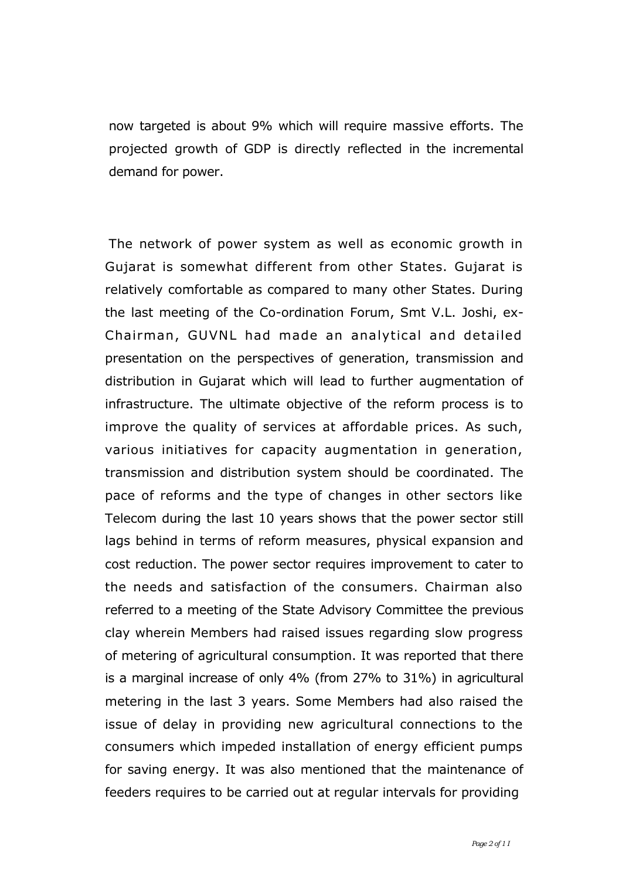now targeted is about 9% which will require massive efforts. The projected growth of GDP is directly reflected in the incremental demand for power.

The network of power system as well as economic growth in Gujarat is somewhat different from other States. Gujarat is relatively comfortable as compared to many other States. During the last meeting of the Co-ordination Forum, Smt V.L. Joshi, ex-Chairman, GUVNL had made an analytical and detailed presentation on the perspectives of generation, transmission and distribution in Gujarat which will lead to further augmentation of infrastructure. The ultimate objective of the reform process is to improve the quality of services at affordable prices. As such, various initiatives for capacity augmentation in generation, transmission and distribution system should be coordinated. The pace of reforms and the type of changes in other sectors like Telecom during the last 10 years shows that the power sector still lags behind in terms of reform measures, physical expansion and cost reduction. The power sector requires improvement to cater to the needs and satisfaction of the consumers. Chairman also referred to a meeting of the State Advisory Committee the previous clay wherein Members had raised issues regarding slow progress of metering of agricultural consumption. It was reported that there is a marginal increase of only 4% (from 27% to 31%) in agricultural metering in the last 3 years. Some Members had also raised the issue of delay in providing new agricultural connections to the consumers which impeded installation of energy efficient pumps for saving energy. It was also mentioned that the maintenance of feeders requires to be carried out at regular intervals for providing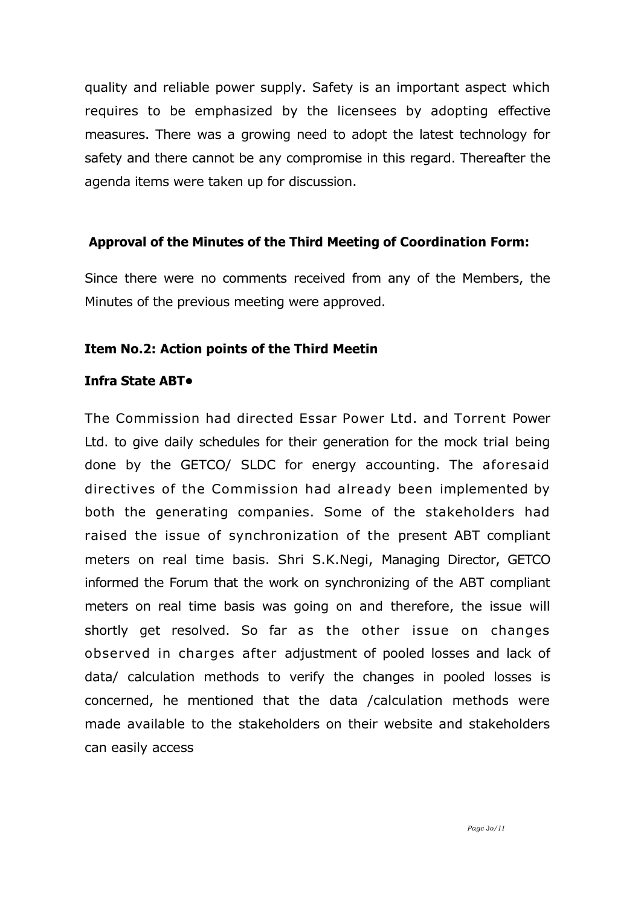quality and reliable power supply. Safety is an important aspect which requires to be emphasized by the licensees by adopting effective measures. There was a growing need to adopt the latest technology for safety and there cannot be any compromise in this regard. Thereafter the agenda items were taken up for discussion.

**Approval of the Minutes of the Third Meeting of Coordination Form:**

Since there were no comments received from any of the Members, the Minutes of the previous meeting were approved.

**Item No.2: Action points of the Third Meetin**

**Infra State ABT•**

The Commission had directed Essar Power Ltd. and Torrent Power Ltd. to give daily schedules for their generation for the mock trial being done by the GETCO/ SLDC for energy accounting. The aforesaid directives of the Commission had already been implemented by both the generating companies. Some of the stakeholders had raised the issue of synchronization of the present ABT compliant meters on real time basis. Shri S.K.Negi, Managing Director, GETCO informed the Forum that the work on synchronizing of the ABT compliant meters on real time basis was going on and therefore, the issue will shortly get resolved. So far as the other issue on changes observed in charges after adjustment of pooled losses and lack of data/ calculation methods to verify the changes in pooled losses is concerned, he mentioned that the data /calculation methods were made available to the stakeholders on their website and stakeholders can easily access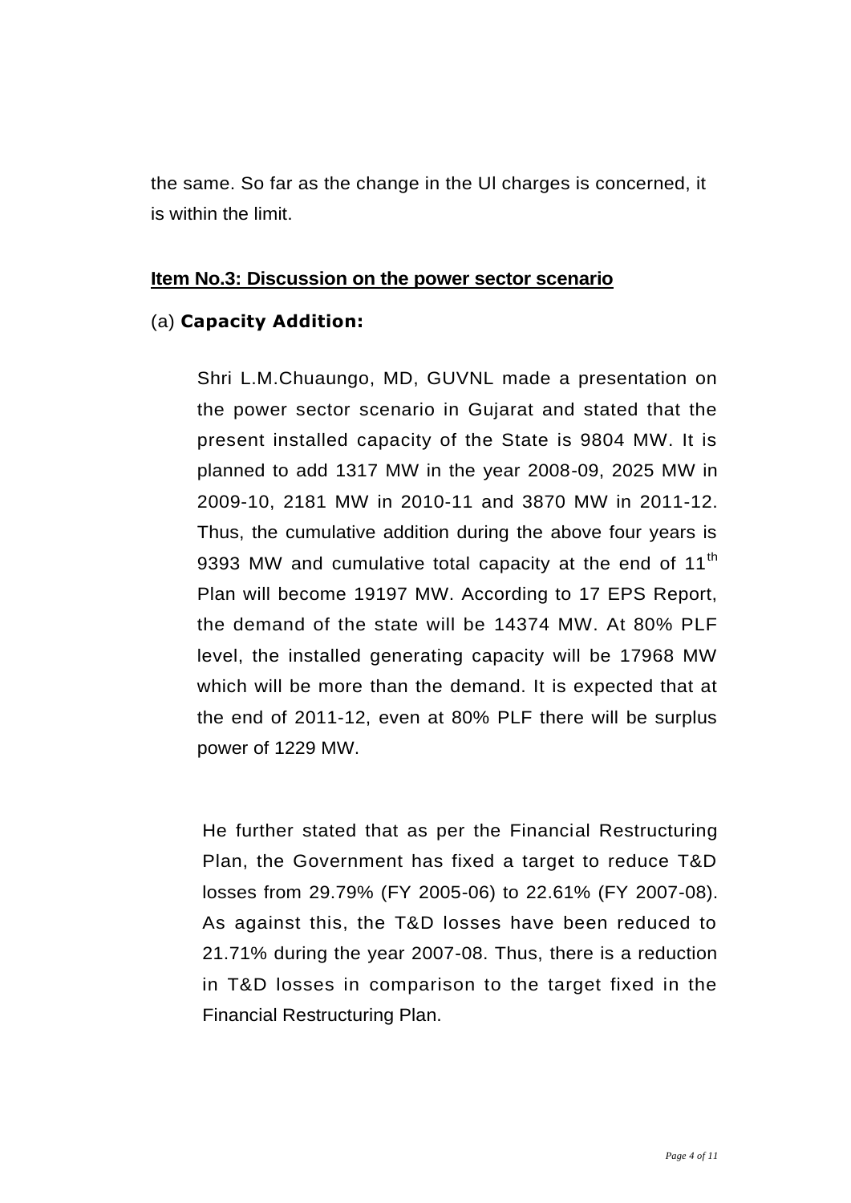the same. So far as the change in the UI charges is concerned, it is within the limit.

**Item No.3: Discussion on the power sector scenario**

(a) **Capacity Addition:**

Shri L.M.Chuaungo, MD, GUVNL made a presentation on the power sector scenario in Gujarat and stated that the present installed capacity of the State is 9804 MW. It is planned to add 1317 MW in the year 2008-09, 2025 MW in 2009-10, 2181 MW in 2010-11 and 3870 MW in 2011-12. Thus, the cumulative addition during the above four years is 9393 MW and cumulative total capacity at the end of 11th Plan will become 19197 MW. According to 17 EPS Report, the demand of the state will be 14374 MW. At 80% PLF level, the installed generating capacity will be 17968 MW which will be more than the demand. It is expected that at the end of 2011-12, even at 80% PLF there will be surplus power of 1229 MW.

He further stated that as per the Financial Restructuring Plan, the Government has fixed a target to reduce T&D losses from 29.79% (FY 2005-06) to 22.61% (FY 2007-08). As against this, the T&D losses have been reduced to 21.71% during the year 2007-08. Thus, there is a reduction in T&D losses in comparison to the target fixed in the Financial Restructuring Plan.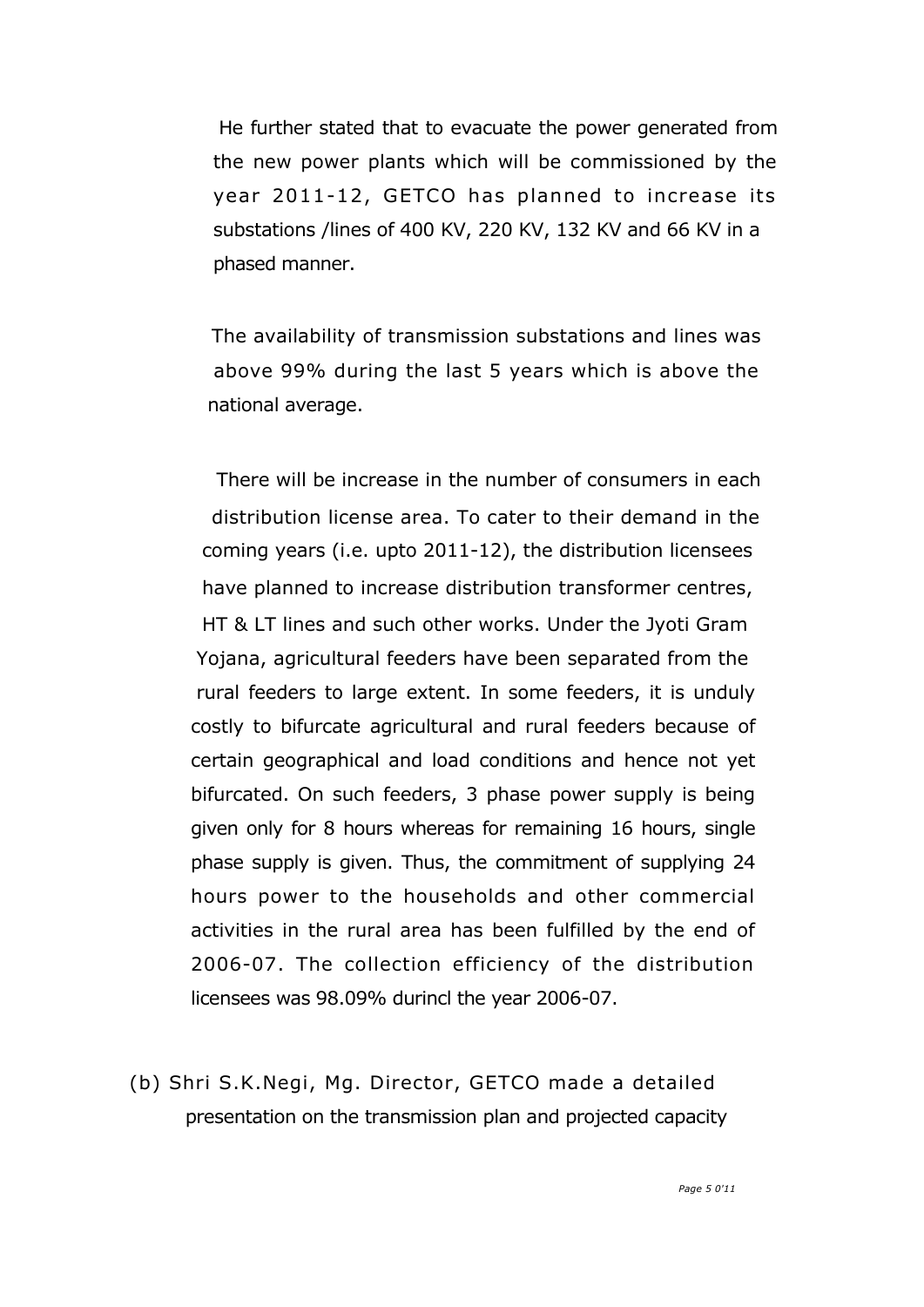He further stated that to evacuate the power generated from the new power plants which will be commissioned by the year 2011-12, GETCO has planned to increase its substations /lines of 400 KV, 220 KV, 132 KV and 66 KV in a phased manner.

The availability of transmission substations and lines was above 99% during the last 5 years which is above the national average.

There will be increase in the number of consumers in each distribution license area. To cater to their demand in the coming years (i.e. upto 2011-12), the distribution licensees have planned to increase distribution transformer centres, HT & LT lines and such other works. Under the Jyoti Gram Yojana, agricultural feeders have been separated from the rural feeders to large extent. In some feeders, it is unduly costly to bifurcate agricultural and rural feeders because of certain geographical and load conditions and hence not yet bifurcated. On such feeders, 3 phase power supply is being given only for 8 hours whereas for remaining 16 hours, single phase supply is given. Thus, the commitment of supplying 24 hours power to the households and other commercial activities in the rural area has been fulfilled by the end of 2006-07. The collection efficiency of the distribution licensees was 98.09% durincl the year 2006-07.

(b) Shri S.K.Negi, Mg. Director, GETCO made a detailed presentation on the transmission plan and projected capacity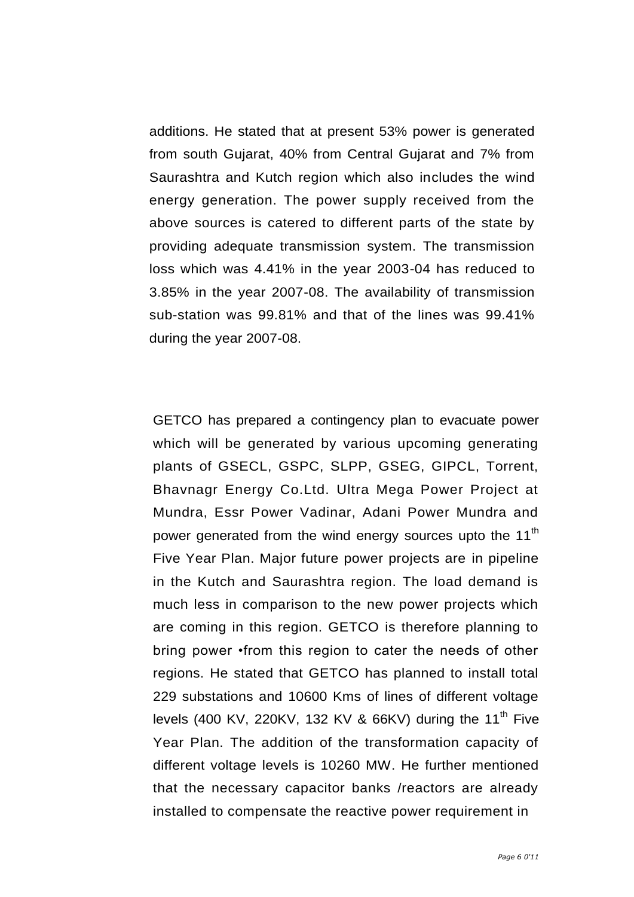additions. He stated that at present 53% power is generated from south Gujarat, 40% from Central Gujarat and 7% from Saurashtra and Kutch region which also includes the wind energy generation. The power supply received from the above sources is catered to different parts of the state by providing adequate transmission system. The transmission loss which was 4.41% in the year 2003-04 has reduced to 3.85% in the year 2007-08. The availability of transmission sub-station was 99.81% and that of the lines was 99.41% during the year 2007-08.

GETCO has prepared a contingency plan to evacuate power which will be generated by various upcoming generating plants of GSECL, GSPC, SLPP, GSEG, GIPCL, Torrent, Bhavnagr Energy Co.Ltd. Ultra Mega Power Project at Mundra, Essr Power Vadinar, Adani Power Mundra and power generated from the wind energy sources upto the 11th Five Year Plan. Major future power projects are in pipeline in the Kutch and Saurashtra region. The load demand is much less in comparison to the new power projects which are coming in this region. GETCO is therefore planning to bring power •from this region to cater the needs of other regions. He stated that GETCO has planned to install total 229 substations and 10600 Kms of lines of different voltage levels (400 KV, 220KV, 132 KV & 66KV) during the 11th Five Year Plan. The addition of the transformation capacity of different voltage levels is 10260 MW. He further mentioned that the necessary capacitor banks /reactors are already installed to compensate the reactive power requirement in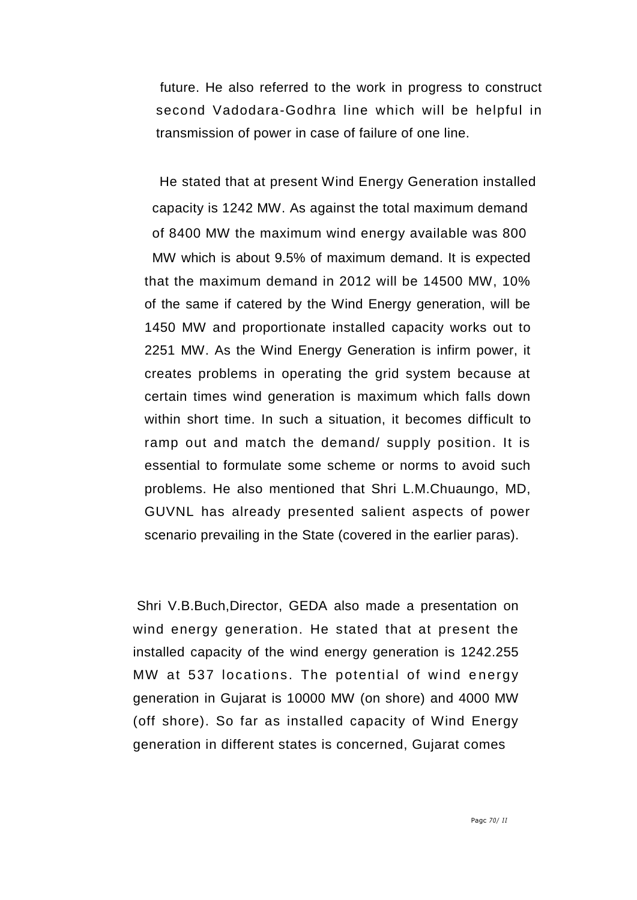future. He also referred to the work in progress to construct second Vadodara-Godhra line which will be helpful in transmission of power in case of failure of one line.

He stated that at present Wind Energy Generation installed capacity is 1242 MW. As against the total maximum demand of 8400 MW the maximum wind energy available was 800 MW which is about 9.5% of maximum demand. It is expected that the maximum demand in 2012 will be 14500 MW, 10% of the same if catered by the Wind Energy generation, will be 1450 MW and proportionate installed capacity works out to 2251 MW. As the Wind Energy Generation is infirm power, it creates problems in operating the grid system because at certain times wind generation is maximum which falls down within short time. In such a situation, it becomes difficult to ramp out and match the demand/ supply position. It is essential to formulate some scheme or norms to avoid such problems. He also mentioned that Shri L.M.Chuaungo, MD, GUVNL has already presented salient aspects of power scenario prevailing in the State (covered in the earlier paras).

Shri V.B.Buch,Director, GEDA also made a presentation on wind energy generation. He stated that at present the installed capacity of the wind energy generation is 1242.255 MW at 537 locations. The potential of wind energy generation in Gujarat is 10000 MW (on shore) and 4000 MW (off shore). So far as installed capacity of Wind Energy generation in different states is concerned, Gujarat comes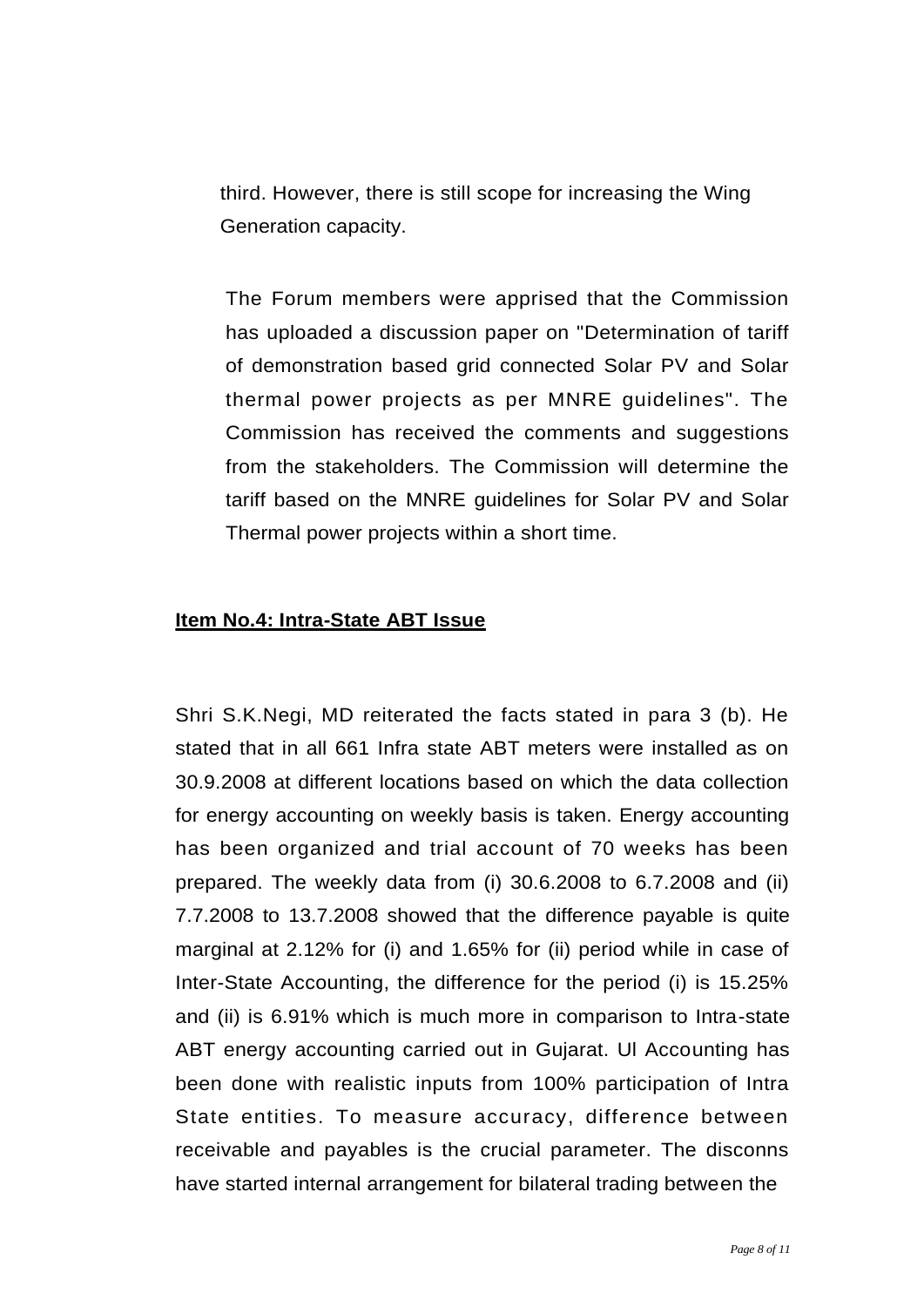third. However, there is still scope for increasing the Wing Generation capacity.

The Forum members were apprised that the Commission has uploaded a discussion paper on "Determination of tariff of demonstration based grid connected Solar PV and Solar thermal power projects as per MNRE guidelines". The Commission has received the comments and suggestions from the stakeholders. The Commission will determine the tariff based on the MNRE guidelines for Solar PV and Solar Thermal power projects within a short time.

**Item No.4: Intra-State ABT Issue**

Shri S.K.Negi, MD reiterated the facts stated in para 3 (b). He stated that in all 661 Infra state ABT meters were installed as on 30.9.2008 at different locations based on which the data collection for energy accounting on weekly basis is taken. Energy accounting has been organized and trial account of 70 weeks has been prepared. The weekly data from (i) 30.6.2008 to 6.7.2008 and (ii) 7.7.2008 to 13.7.2008 showed that the difference payable is quite marginal at 2.12% for (i) and 1.65% for (ii) period while in case of Inter-State Accounting, the difference for the period (i) is 15.25% and (ii) is 6.91% which is much more in comparison to Intra-state ABT energy accounting carried out in Gujarat. UI Accounting has been done with realistic inputs from 100% participation of Intra State entities. To measure accuracy, difference between receivable and payables is the crucial parameter. The disconns have started internal arrangement for bilateral trading between the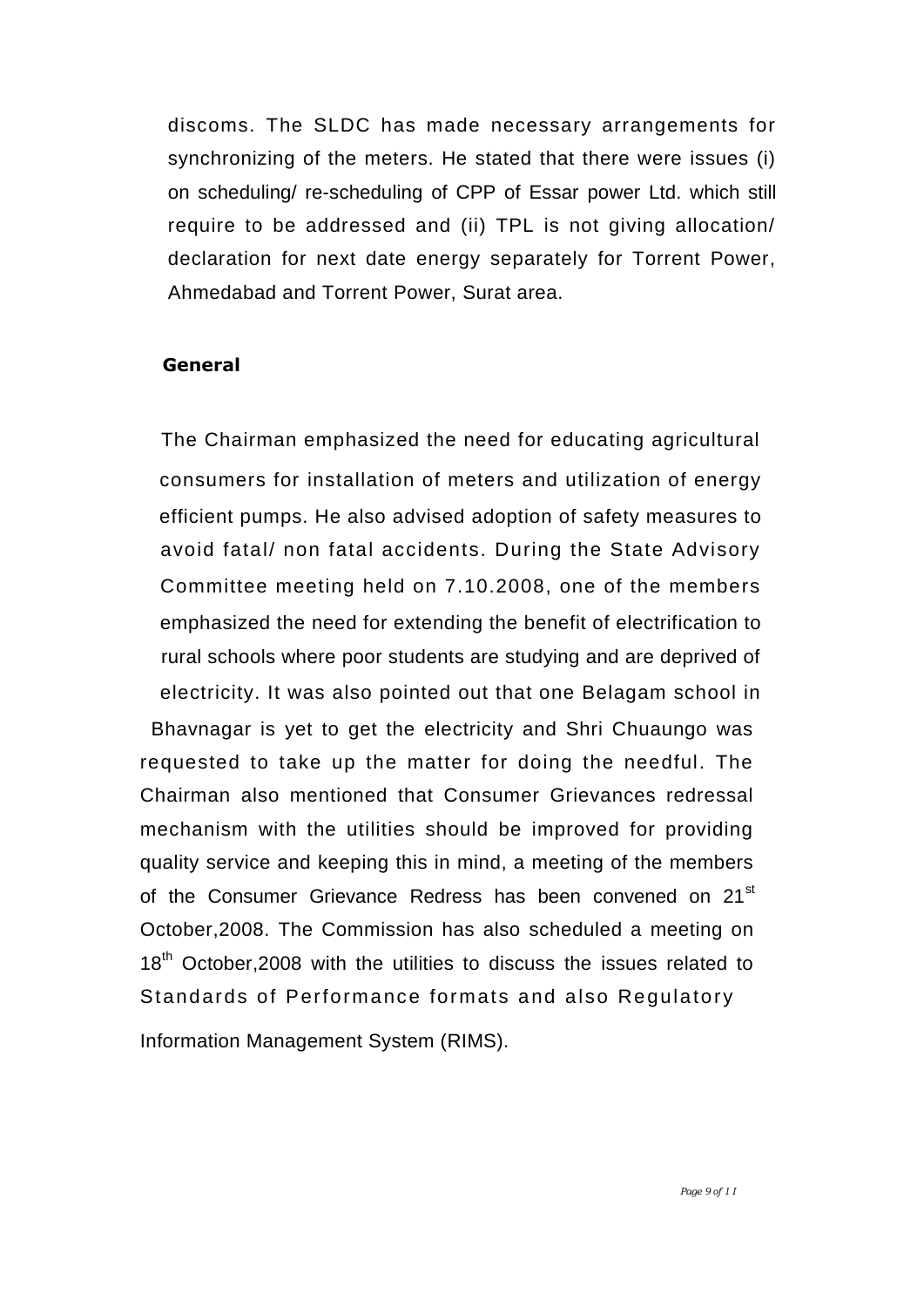discoms. The SLDC has made necessary arrangements for synchronizing of the meters. He stated that there were issues (i) on scheduling/ re-scheduling of CPP of Essar power Ltd. which still require to be addressed and (ii) TPL is not giving allocation/ declaration for next date energy separately for Torrent Power, Ahmedabad and Torrent Power, Surat area.

**General**

The Chairman emphasized the need for educating agricultural consumers for installation of meters and utilization of energy efficient pumps. He also advised adoption of safety measures to avoid fatal/ non fatal accidents. During the State Advisory Committee meeting held on 7.10.2008, one of the members emphasized the need for extending the benefit of electrification to rural schools where poor students are studying and are deprived of electricity. It was also pointed out that one Belagam school in Bhavnagar is yet to get the electricity and Shri Chuaungo was requested to take up the matter for doing the needful. The Chairman also mentioned that Consumer Grievances redressal mechanism with the utilities should be improved for providing quality service and keeping this in mind, a meeting of the members of the Consumer Grievance Redress has been convened on 21st October,2008. The Commission has also scheduled a meeting on 18th October,2008 with the utilities to discuss the issues related to Standards of Performance formats and also Regulatory Information Management System (RIMS).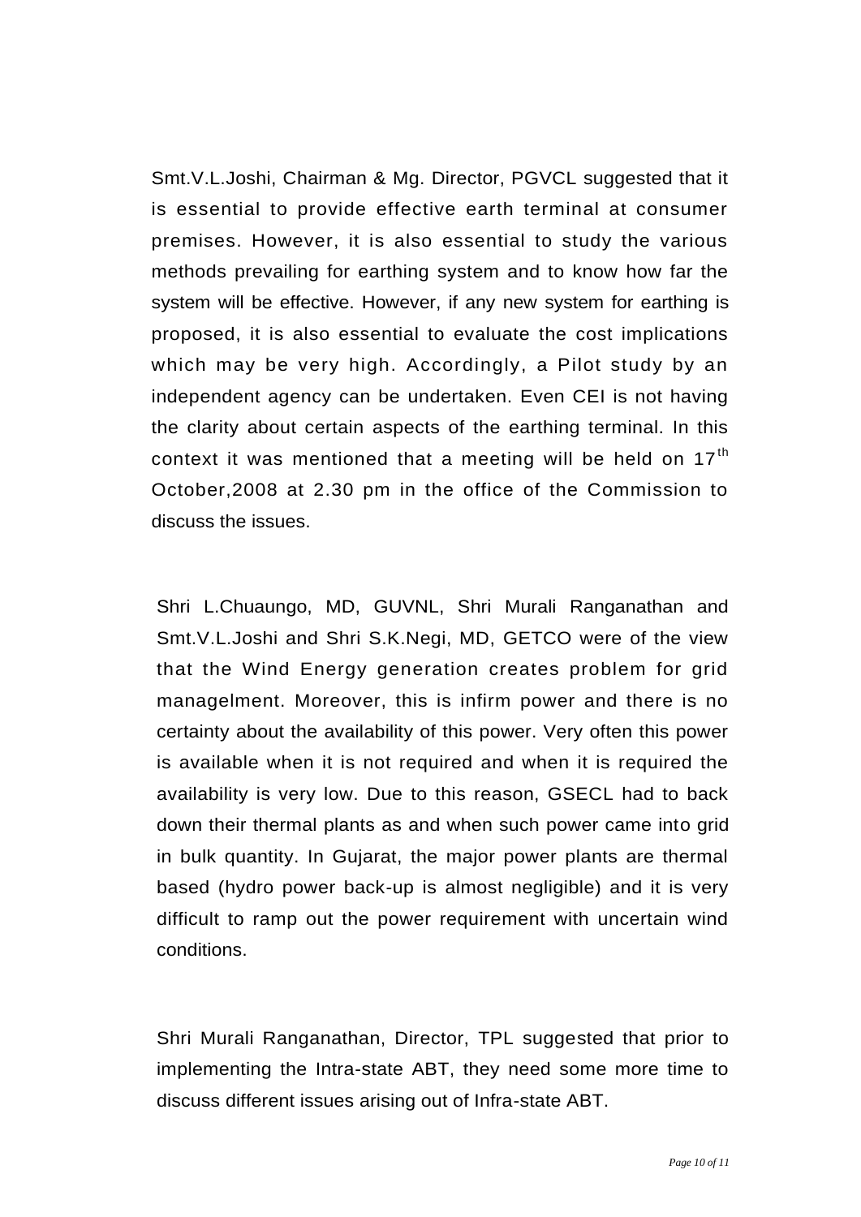Smt.V.L.Joshi, Chairman & Mg. Director, PGVCL suggested that it is essential to provide effective earth terminal at consumer premises. However, it is also essential to study the various methods prevailing for earthing system and to know how far the system will be effective. However, if any new system for earthing is proposed, it is also essential to evaluate the cost implications which may be very high. Accordingly, a Pilot study by an independent agency can be undertaken. Even CEI is not having the clarity about certain aspects of the earthing terminal. In this context it was mentioned that a meeting will be held on 17th October,2008 at 2.30 pm in the office of the Commission to discuss the issues.

Shri L.Chuaungo, MD, GUVNL, Shri Murali Ranganathan and Smt.V.L.Joshi and Shri S.K.Negi, MD, GETCO were of the view that the Wind Energy generation creates problem for grid managelment. Moreover, this is infirm power and there is no certainty about the availability of this power. Very often this power is available when it is not required and when it is required the availability is very low. Due to this reason, GSECL had to back down their thermal plants as and when such power came into grid in bulk quantity. In Gujarat, the major power plants are thermal based (hydro power back-up is almost negligible) and it is very difficult to ramp out the power requirement with uncertain wind conditions.

Shri Murali Ranganathan, Director, TPL suggested that prior to implementing the Intra-state ABT, they need some more time to discuss different issues arising out of Infra-state ABT.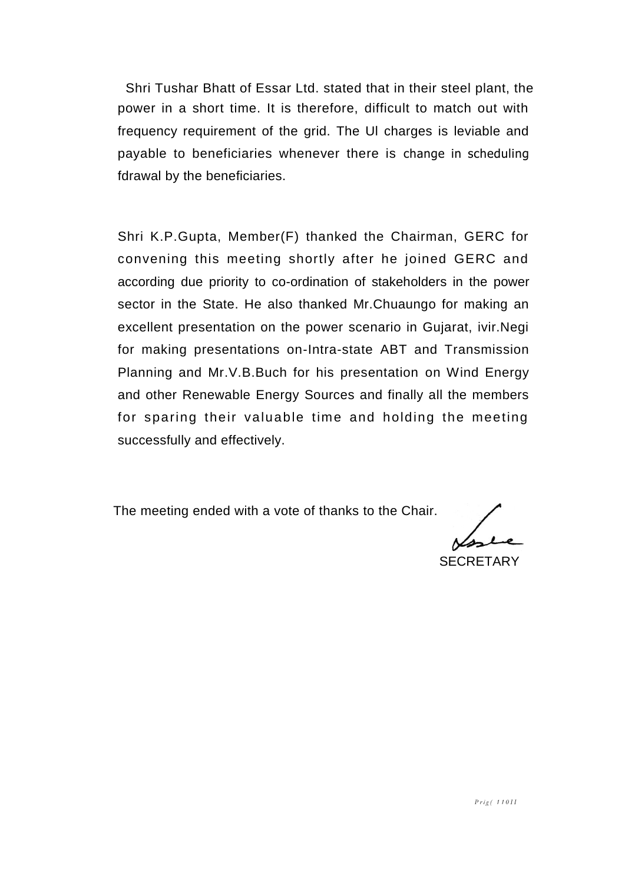Shri Tushar Bhatt of Essar Ltd. stated that in their steel plant, the power in a short time. It is therefore, difficult to match out with frequency requirement of the grid. The Ul charges is leviable and payable to beneficiaries whenever there is change in scheduling fdrawal by the beneficiaries.

Shri K.P.Gupta, Member(F) thanked the Chairman, GERC for convening this meeting shortly after he joined GERC and according due priority to co-ordination of stakeholders in the power sector in the State. He also thanked Mr.Chuaungo for making an excellent presentation on the power scenario in Gujarat, ivir.Negi for making presentations on-Intra-state ABT and Transmission Planning and Mr.V.B.Buch for his presentation on Wind Energy and other Renewable Energy Sources and finally all the members for sparing their valuable time and holding the meeting successfully and effectively.

The meeting ended with a vote of thanks to the Chair.

SECRETARY